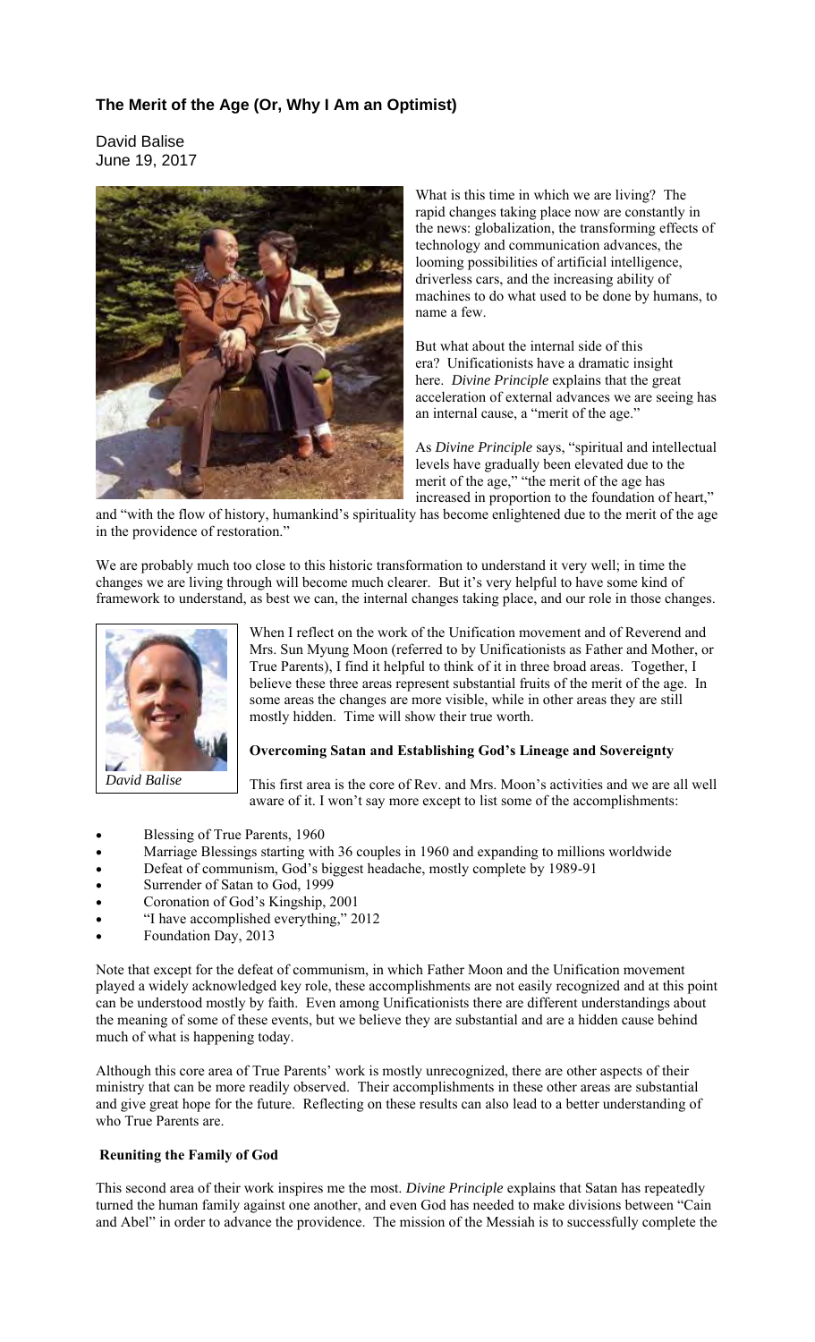### The Merit of the Age (Or, Why I Am an Optimist)

David Balise
June 19, 2017

What is this time in which we are living? The rapid changes taking place now are constantly in the news: globalization, the transforming effects of technology and communication advances, the looming possibilities of artificial intelligence, driverless cars, and the increasing ability of machines to do what used to be done by humans, to name a few.

But what about the internal side of this era? Unificationists have a dramatic insight here. *Divine Principle* explains that the great acceleration of external advances we are seeing has an internal cause, a "merit of the age."

As *Divine Principle* says, "spiritual and intellectual levels have gradually been elevated due to the merit of the age," "the merit of the age has increased in proportion to the foundation of heart," and "with the flow of history, humankind's spirituality has become enlightened due to the merit of the age in the providence of restoration."

We are probably much too close to this historic transformation to understand it very well; in time the changes we are living through will become much clearer. But it's very helpful to have some kind of framework to understand, as best we can, the internal changes taking place, and our role in those changes.

*David Balise*

When I reflect on the work of the Unification movement and of Reverend and Mrs. Sun Myung Moon (referred to by Unificationists as Father and Mother, or True Parents), I find it helpful to think of it in three broad areas. Together, I believe these three areas represent substantial fruits of the merit of the age. In some areas the changes are more visible, while in other areas they are still mostly hidden. Time will show their true worth.

**Overcoming Satan and Establishing God's Lineage and Sovereignty**

This first area is the core of Rev. and Mrs. Moon's activities and we are all well aware of it. I won't say more except to list some of the accomplishments:

- Blessing of True Parents, 1960
- Marriage Blessings starting with 36 couples in 1960 and expanding to millions worldwide
- Defeat of communism, God's biggest headache, mostly complete by 1989-91
- Surrender of Satan to God, 1999
- Coronation of God's Kingship, 2001
- "I have accomplished everything," 2012
- Foundation Day, 2013

Note that except for the defeat of communism, in which Father Moon and the Unification movement played a widely acknowledged key role, these accomplishments are not easily recognized and at this point can be understood mostly by faith. Even among Unificationists there are different understandings about the meaning of some of these events, but we believe they are substantial and are a hidden cause behind much of what is happening today.

Although this core area of True Parents' work is mostly unrecognized, there are other aspects of their ministry that can be more readily observed. Their accomplishments in these other areas are substantial and give great hope for the future. Reflecting on these results can also lead to a better understanding of who True Parents are.

**Reuniting the Family of God**

This second area of their work inspires me the most. *Divine Principle* explains that Satan has repeatedly turned the human family against one another, and even God has needed to make divisions between "Cain and Abel" in order to advance the providence. The mission of the Messiah is to successfully complete the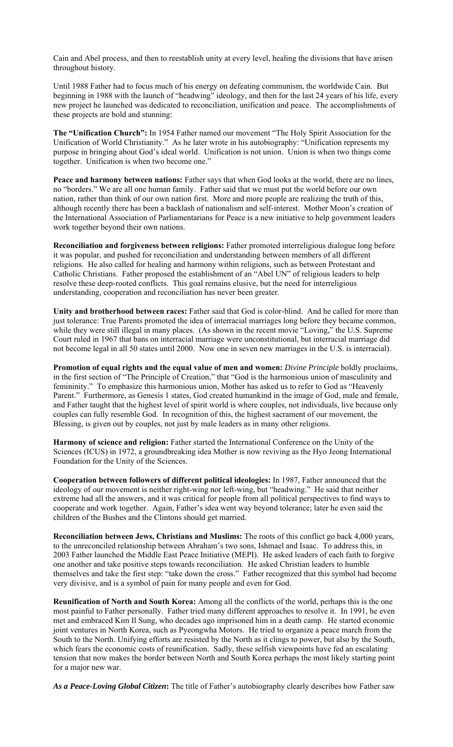Cain and Abel process, and then to reestablish unity at every level, healing the divisions that have arisen throughout history.

Until 1988 Father had to focus much of his energy on defeating communism, the worldwide Cain. But beginning in 1988 with the launch of "headwing" ideology, and then for the last 24 years of his life, every new project he launched was dedicated to reconciliation, unification and peace. The accomplishments of these projects are bold and stunning:

**The "Unification Church":** In 1954 Father named our movement "The Holy Spirit Association for the Unification of World Christianity." As he later wrote in his autobiography: "Unification represents my purpose in bringing about God's ideal world. Unification is not union. Union is when two things come together. Unification is when two become one."

**Peace and harmony between nations:** Father says that when God looks at the world, there are no lines, no "borders." We are all one human family. Father said that we must put the world before our own nation, rather than think of our own nation first. More and more people are realizing the truth of this, although recently there has been a backlash of nationalism and self-interest. Mother Moon's creation of the International Association of Parliamentarians for Peace is a new initiative to help government leaders work together beyond their own nations.

**Reconciliation and forgiveness between religions:** Father promoted interreligious dialogue long before it was popular, and pushed for reconciliation and understanding between members of all different religions. He also called for healing and harmony within religions, such as between Protestant and Catholic Christians. Father proposed the establishment of an "Abel UN" of religious leaders to help resolve these deep-rooted conflicts. This goal remains elusive, but the need for interreligious understanding, cooperation and reconciliation has never been greater.

**Unity and brotherhood between races:** Father said that God is color-blind. And he called for more than just tolerance: True Parents promoted the idea of interracial marriages long before they became common, while they were still illegal in many places. (As shown in the recent movie "Loving," the U.S. Supreme Court ruled in 1967 that bans on interracial marriage were unconstitutional, but interracial marriage did not become legal in all 50 states until 2000. Now one in seven new marriages in the U.S. is interracial).

**Promotion of equal rights and the equal value of men and women:** *Divine Principle* boldly proclaims, in the first section of "The Principle of Creation," that "God is the harmonious union of masculinity and femininity." To emphasize this harmonious union, Mother has asked us to refer to God as "Heavenly Parent." Furthermore, as Genesis 1 states, God created humankind in the image of God, male and female, and Father taught that the highest level of spirit world is where couples, not individuals, live because only couples can fully resemble God. In recognition of this, the highest sacrament of our movement, the Blessing, is given out by couples, not just by male leaders as in many other religions.

**Harmony of science and religion:** Father started the International Conference on the Unity of the Sciences (ICUS) in 1972, a groundbreaking idea Mother is now reviving as the Hyo Jeong International Foundation for the Unity of the Sciences.

**Cooperation between followers of different political ideologies:** In 1987, Father announced that the ideology of our movement is neither right-wing nor left-wing, but "headwing." He said that neither extreme had all the answers, and it was critical for people from all political perspectives to find ways to cooperate and work together. Again, Father's idea went way beyond tolerance; later he even said the children of the Bushes and the Clintons should get married.

**Reconciliation between Jews, Christians and Muslims:** The roots of this conflict go back 4,000 years, to the unreconciled relationship between Abraham's two sons, Ishmael and Isaac. To address this, in 2003 Father launched the Middle East Peace Initiative (MEPI). He asked leaders of each faith to forgive one another and take positive steps towards reconciliation. He asked Christian leaders to humble themselves and take the first step: "take down the cross." Father recognized that this symbol had become very divisive, and is a symbol of pain for many people and even for God.

**Reunification of North and South Korea:** Among all the conflicts of the world, perhaps this is the one most painful to Father personally. Father tried many different approaches to resolve it. In 1991, he even met and embraced Kim Il Sung, who decades ago imprisoned him in a death camp. He started economic joint ventures in North Korea, such as Pyeongwha Motors. He tried to organize a peace march from the South to the North. Unifying efforts are resisted by the North as it clings to power, but also by the South, which fears the economic costs of reunification. Sadly, these selfish viewpoints have fed an escalating tension that now makes the border between North and South Korea perhaps the most likely starting point for a major new war.

***As a Peace-Loving Global Citizen*:** The title of Father's autobiography clearly describes how Father saw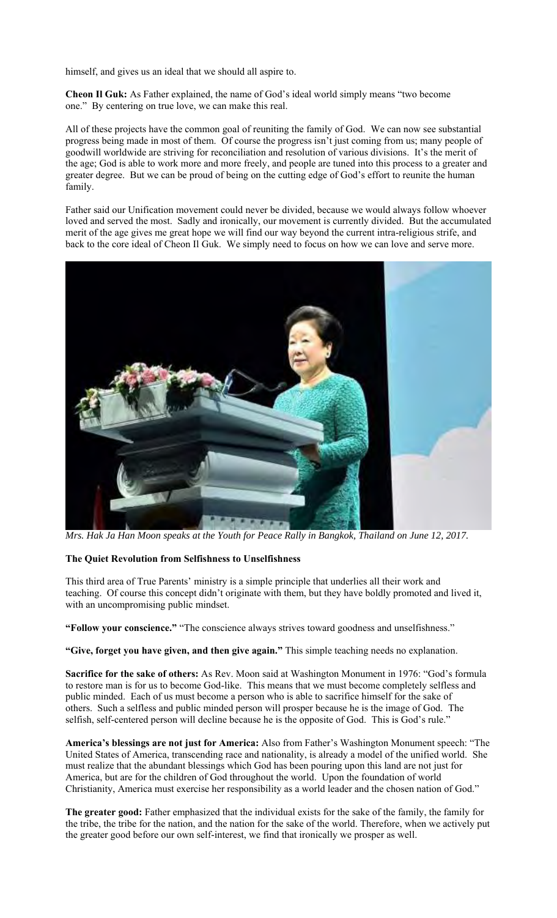himself, and gives us an ideal that we should all aspire to.

**Cheon Il Guk:** As Father explained, the name of God's ideal world simply means "two become one." By centering on true love, we can make this real.

All of these projects have the common goal of reuniting the family of God. We can now see substantial progress being made in most of them. Of course the progress isn't just coming from us; many people of goodwill worldwide are striving for reconciliation and resolution of various divisions. It's the merit of the age; God is able to work more and more freely, and people are tuned into this process to a greater and greater degree. But we can be proud of being on the cutting edge of God's effort to reunite the human family.

Father said our Unification movement could never be divided, because we would always follow whoever loved and served the most. Sadly and ironically, our movement is currently divided. But the accumulated merit of the age gives me great hope we will find our way beyond the current intra-religious strife, and back to the core ideal of Cheon Il Guk. We simply need to focus on how we can love and serve more.

*Mrs. Hak Ja Han Moon speaks at the Youth for Peace Rally in Bangkok, Thailand on June 12, 2017.*

**The Quiet Revolution from Selfishness to Unselfishness**

This third area of True Parents' ministry is a simple principle that underlies all their work and teaching. Of course this concept didn't originate with them, but they have boldly promoted and lived it, with an uncompromising public mindset.

**"Follow your conscience."** "The conscience always strives toward goodness and unselfishness."

**"Give, forget you have given, and then give again."** This simple teaching needs no explanation.

**Sacrifice for the sake of others:** As Rev. Moon said at Washington Monument in 1976: "God's formula to restore man is for us to become God-like. This means that we must become completely selfless and public minded. Each of us must become a person who is able to sacrifice himself for the sake of others. Such a selfless and public minded person will prosper because he is the image of God. The selfish, self-centered person will decline because he is the opposite of God. This is God's rule."

**America's blessings are not just for America:** Also from Father's Washington Monument speech: "The United States of America, transcending race and nationality, is already a model of the unified world. She must realize that the abundant blessings which God has been pouring upon this land are not just for America, but are for the children of God throughout the world. Upon the foundation of world Christianity, America must exercise her responsibility as a world leader and the chosen nation of God."

**The greater good:** Father emphasized that the individual exists for the sake of the family, the family for the tribe, the tribe for the nation, and the nation for the sake of the world. Therefore, when we actively put the greater good before our own self-interest, we find that ironically we prosper as well.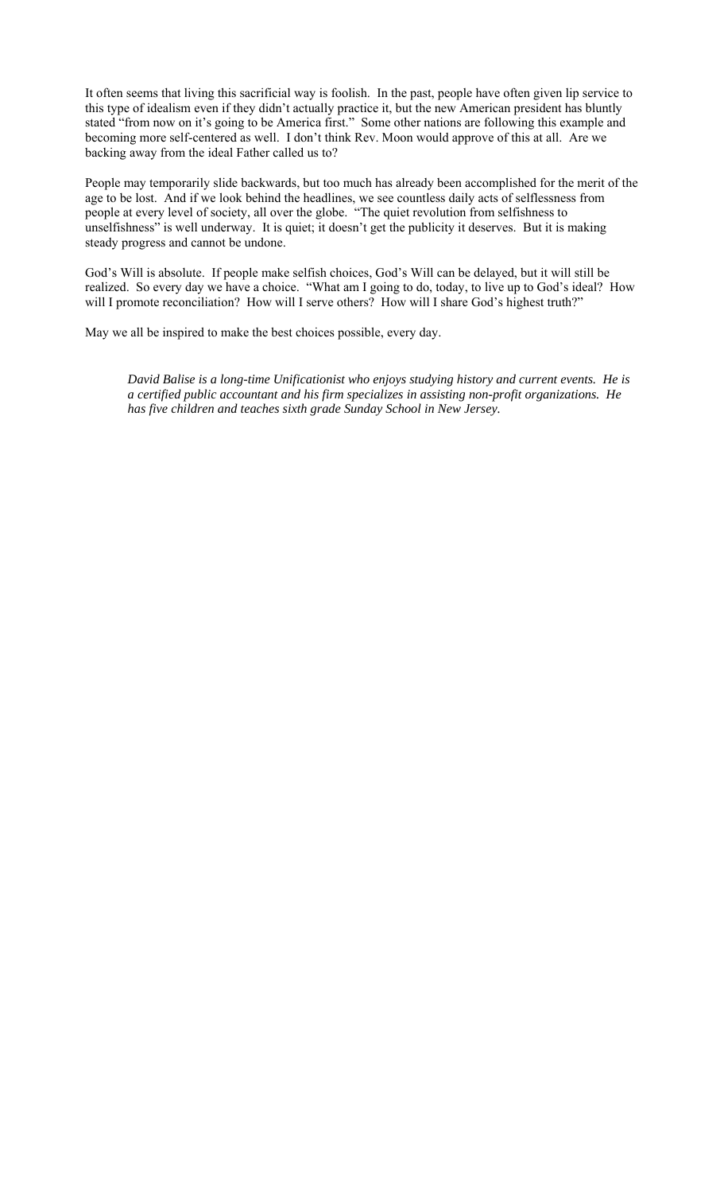It often seems that living this sacrificial way is foolish. In the past, people have often given lip service to this type of idealism even if they didn't actually practice it, but the new American president has bluntly stated "from now on it's going to be America first." Some other nations are following this example and becoming more self-centered as well. I don't think Rev. Moon would approve of this at all. Are we backing away from the ideal Father called us to?

People may temporarily slide backwards, but too much has already been accomplished for the merit of the age to be lost. And if we look behind the headlines, we see countless daily acts of selflessness from people at every level of society, all over the globe. "The quiet revolution from selfishness to unselfishness" is well underway. It is quiet; it doesn't get the publicity it deserves. But it is making steady progress and cannot be undone.

God's Will is absolute. If people make selfish choices, God's Will can be delayed, but it will still be realized. So every day we have a choice. "What am I going to do, today, to live up to God's ideal? How will I promote reconciliation? How will I serve others? How will I share God's highest truth?"

May we all be inspired to make the best choices possible, every day.

> *David Balise is a long-time Unificationist who enjoys studying history and current events. He is a certified public accountant and his firm specializes in assisting non-profit organizations. He has five children and teaches sixth grade Sunday School in New Jersey.*